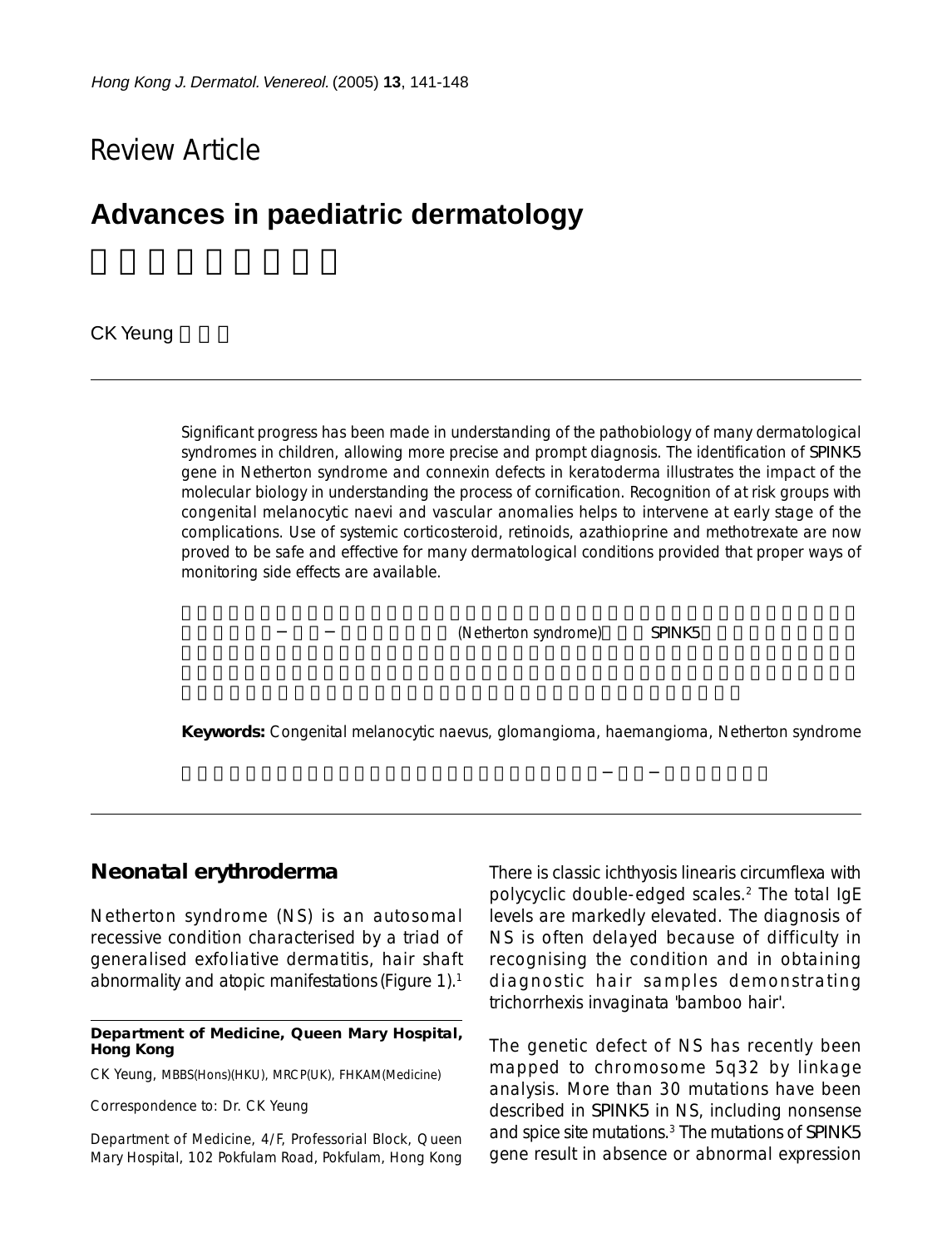Review Article

# Advances in paediatric dermatology

CK Yeung

---

Significant progress has been made in understanding of the pathobiology of many dermatological syndromes in children, allowing more precise and prompt diagnosis. The identification of SPINK5 gene in Netherton syndrome and connexin defects in keratoderma illustrates the impact of the molecular biology in understanding the process of cornification. Recognition of at risk groups with congenital melanocytic naevi and vascular anomalies helps to intervene at early stage of the complications. Use of systemic corticosteroid, retinoids, azathioprine and methotrexate are now proved to be safe and effective for many dermatological conditions provided that proper ways of monitoring side effects are available.

**Keywords:** Congenital melanocytic naevus, glomangioma, haemangioma, Netherton syndrome

---

## Neonatal erythroderma

Netherton syndrome (NS) is an autosomal recessive condition characterised by a triad of generalised exfoliative dermatitis, hair shaft abnormality and atopic manifestations (Figure 1).[1] There is classic ichthyosis linearis circumflexa with polycyclic double-edged scales.[2] The total IgE levels are markedly elevated. The diagnosis of NS is often delayed because of difficulty in recognising the condition and in obtaining diagnostic hair samples demonstrating trichorrhexis invaginata 'bamboo hair'.

The genetic defect of NS has recently been mapped to chromosome 5q32 by linkage analysis. More than 30 mutations have been described in SPINK5 in NS, including nonsense and spice site mutations.[3] The mutations of SPINK5 gene result in absence or abnormal expression

---

**Department of Medicine, Queen Mary Hospital, Hong Kong**

CK Yeung, MBBS(Hons)(HKU), MRCP(UK), FHKAM(Medicine)

Correspondence to: Dr. CK Yeung

Department of Medicine, 4/F, Professorial Block, Queen Mary Hospital, 102 Pokfulam Road, Pokfulam, Hong Kong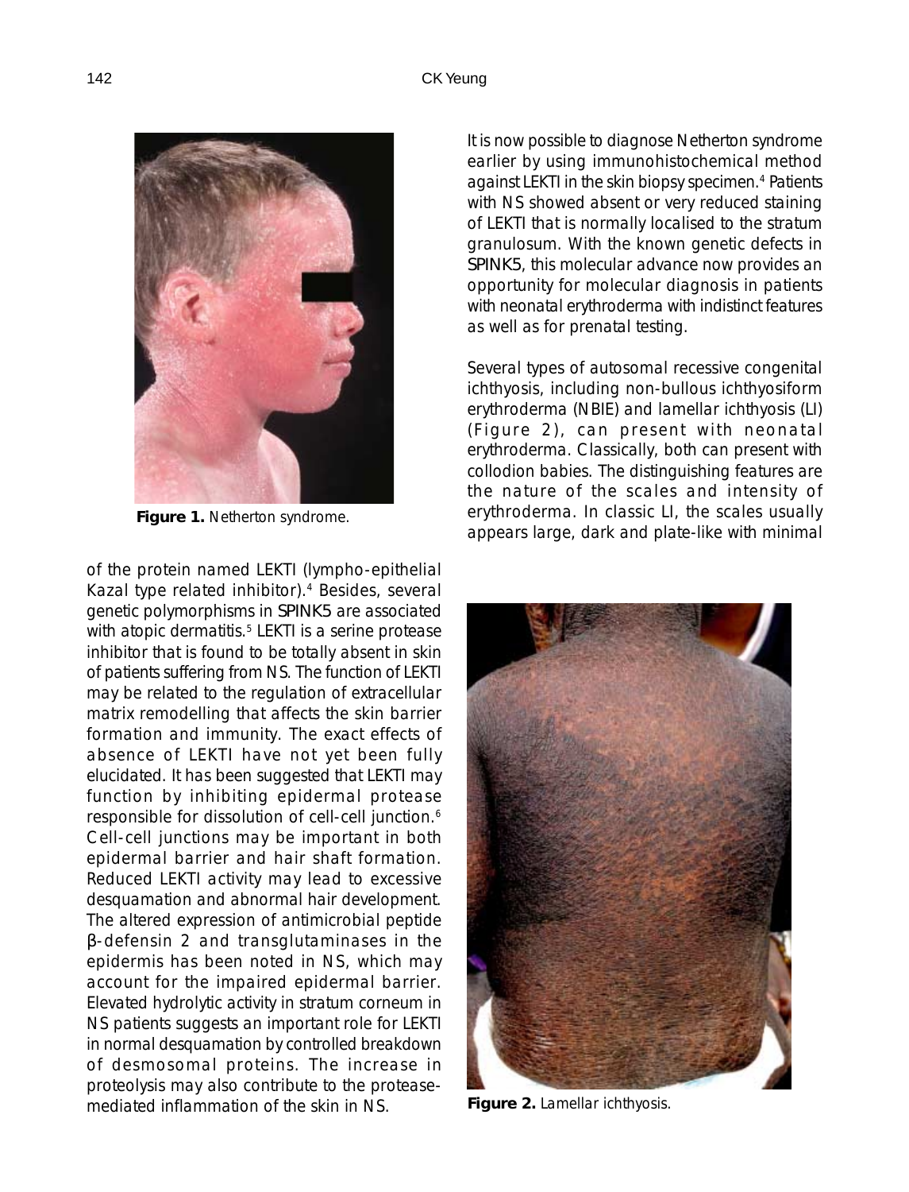Figure 1. Netherton syndrome.

of the protein named LEKTI (lympho-epithelial Kazal type related inhibitor).[4] Besides, several genetic polymorphisms in *SPINK5* are associated with atopic dermatitis.[5] LEKTI is a serine protease inhibitor that is found to be totally absent in skin of patients suffering from NS. The function of LEKTI may be related to the regulation of extracellular matrix remodelling that affects the skin barrier formation and immunity. The exact effects of absence of LEKTI have not yet been fully elucidated. It has been suggested that LEKTI may function by inhibiting epidermal protease responsible for dissolution of cell-cell junction.[6] Cell-cell junctions may be important in both epidermal barrier and hair shaft formation. Reduced LEKTI activity may lead to excessive desquamation and abnormal hair development. The altered expression of antimicrobial peptide β-defensin 2 and transglutaminases in the epidermis has been noted in NS, which may account for the impaired epidermal barrier. Elevated hydrolytic activity in stratum corneum in NS patients suggests an important role for LEKTI in normal desquamation by controlled breakdown of desmosomal proteins. The increase in proteolysis may also contribute to the protease-mediated inflammation of the skin in NS.

It is now possible to diagnose Netherton syndrome earlier by using immunohistochemical method against LEKTI in the skin biopsy specimen.[4] Patients with NS showed absent or very reduced staining of LEKTI that is normally localised to the stratum granulosum. With the known genetic defects in *SPINK5*, this molecular advance now provides an opportunity for molecular diagnosis in patients with neonatal erythroderma with indistinct features as well as for prenatal testing.

Several types of autosomal recessive congenital ichthyosis, including non-bullous ichthyosiform erythroderma (NBIE) and lamellar ichthyosis (LI) (Figure 2), can present with neonatal erythroderma. Classically, both can present with collodion babies. The distinguishing features are the nature of the scales and intensity of erythroderma. In classic LI, the scales usually appears large, dark and plate-like with minimal

Figure 2. Lamellar ichthyosis.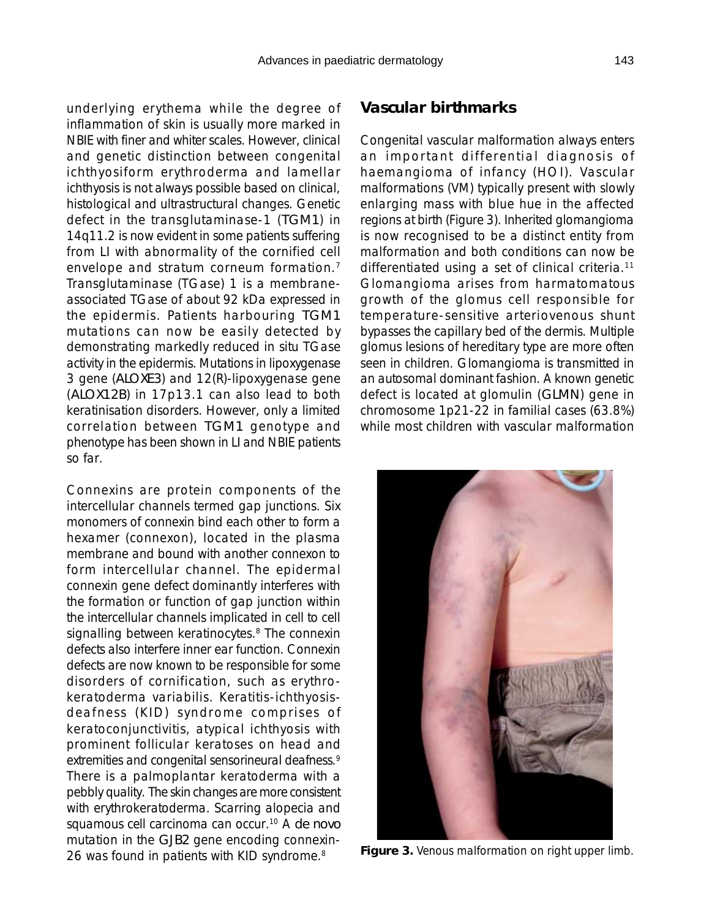underlying erythema while the degree of inflammation of skin is usually more marked in NBIE with finer and whiter scales. However, clinical and genetic distinction between congenital ichthyosiform erythroderma and lamellar ichthyosis is not always possible based on clinical, histological and ultrastructural changes. Genetic defect in the transglutaminase-1 (*TGM1*) in 14q11.2 is now evident in some patients suffering from LI with abnormality of the cornified cell envelope and stratum corneum formation.[7] Transglutaminase (TGase) 1 is a membrane-associated TGase of about 92 kDa expressed in the epidermis. Patients harbouring *TGM1* mutations can now be easily detected by demonstrating markedly reduced in situ TGase activity in the epidermis. Mutations in lipoxygenase 3 gene (*ALOXE3*) and 12(R)-lipoxygenase gene (*ALOX12B*) in 17p13.1 can also lead to both keratinisation disorders. However, only a limited correlation between *TGM1* genotype and phenotype has been shown in LI and NBIE patients so far.

Connexins are protein components of the intercellular channels termed gap junctions. Six monomers of connexin bind each other to form a hexamer (connexon), located in the plasma membrane and bound with another connexon to form intercellular channel. The epidermal connexin gene defect dominantly interferes with the formation or function of gap junction within the intercellular channels implicated in cell to cell signalling between keratinocytes.[8] The connexin defects also interfere inner ear function. Connexin defects are now known to be responsible for some disorders of cornification, such as erythrokeratoderma variabilis. Keratitis-ichthyosis-deafness (KID) syndrome comprises of keratoconjunctivitis, atypical ichthyosis with prominent follicular keratoses on head and extremities and congenital sensorineural deafness.[9] There is a palmoplantar keratoderma with a pebbly quality. The skin changes are more consistent with erythrokeratoderma. Scarring alopecia and squamous cell carcinoma can occur.[10] A *de novo* mutation in the *GJB2* gene encoding connexin-26 was found in patients with KID syndrome.[8]

## Vascular birthmarks

Congenital vascular malformation always enters an important differential diagnosis of haemangioma of infancy (HOI). Vascular malformations (VM) typically present with slowly enlarging mass with blue hue in the affected regions at birth (Figure 3). Inherited glomangioma is now recognised to be a distinct entity from malformation and both conditions can now be differentiated using a set of clinical criteria.[11] Glomangioma arises from harmatomatous growth of the glomus cell responsible for temperature-sensitive arteriovenous shunt bypasses the capillary bed of the dermis. Multiple glomus lesions of hereditary type are more often seen in children. Glomangioma is transmitted in an autosomal dominant fashion. A known genetic defect is located at glomulin (*GLMN*) gene in chromosome 1p21-22 in familial cases (63.8%) while most children with vascular malformation

**Figure 3.** Venous malformation on right upper limb.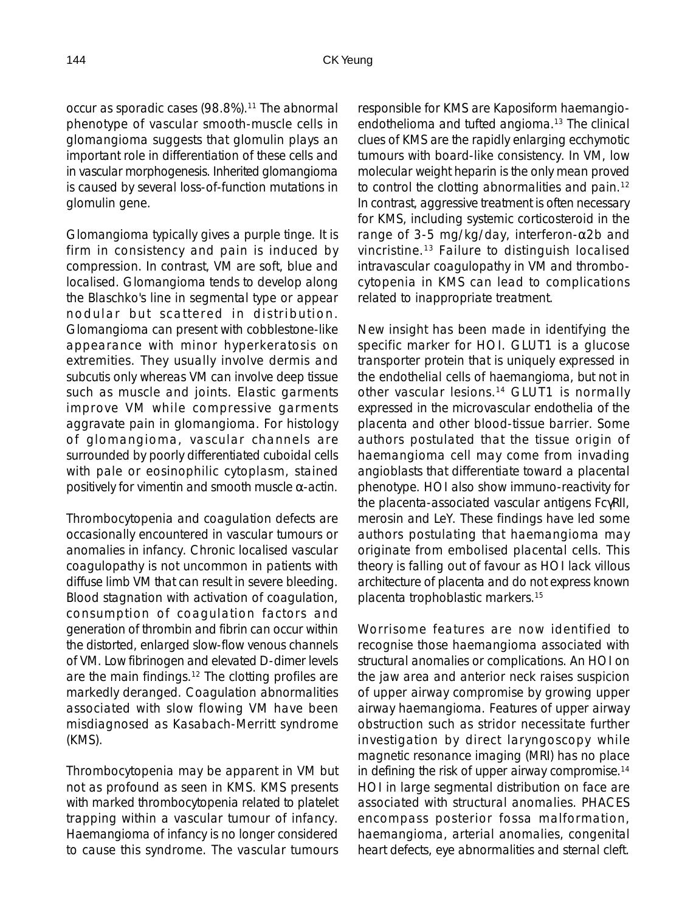occur as sporadic cases (98.8%).[11] The abnormal phenotype of vascular smooth-muscle cells in glomangioma suggests that glomulin plays an important role in differentiation of these cells and in vascular morphogenesis. Inherited glomangioma is caused by several loss-of-function mutations in glomulin gene.

Glomangioma typically gives a purple tinge. It is firm in consistency and pain is induced by compression. In contrast, VM are soft, blue and localised. Glomangioma tends to develop along the Blaschko's line in segmental type or appear nodular but scattered in distribution. Glomangioma can present with cobblestone-like appearance with minor hyperkeratosis on extremities. They usually involve dermis and subcutis only whereas VM can involve deep tissue such as muscle and joints. Elastic garments improve VM while compressive garments aggravate pain in glomangioma. For histology of glomangioma, vascular channels are surrounded by poorly differentiated cuboidal cells with pale or eosinophilic cytoplasm, stained positively for vimentin and smooth muscle α-actin.

Thrombocytopenia and coagulation defects are occasionally encountered in vascular tumours or anomalies in infancy. Chronic localised vascular coagulopathy is not uncommon in patients with diffuse limb VM that can result in severe bleeding. Blood stagnation with activation of coagulation, consumption of coagulation factors and generation of thrombin and fibrin can occur within the distorted, enlarged slow-flow venous channels of VM. Low fibrinogen and elevated D-dimer levels are the main findings.[12] The clotting profiles are markedly deranged. Coagulation abnormalities associated with slow flowing VM have been misdiagnosed as Kasabach-Merritt syndrome (KMS).

Thrombocytopenia may be apparent in VM but not as profound as seen in KMS. KMS presents with marked thrombocytopenia related to platelet trapping within a vascular tumour of infancy. Haemangioma of infancy is no longer considered to cause this syndrome. The vascular tumours responsible for KMS are Kaposiform haemangioendothelioma and tufted angioma.[13] The clinical clues of KMS are the rapidly enlarging ecchymotic tumours with board-like consistency. In VM, low molecular weight heparin is the only mean proved to control the clotting abnormalities and pain.[12] In contrast, aggressive treatment is often necessary for KMS, including systemic corticosteroid in the range of 3-5 mg/kg/day, interferon-α2b and vincristine.[13] Failure to distinguish localised intravascular coagulopathy in VM and thrombocytopenia in KMS can lead to complications related to inappropriate treatment.

New insight has been made in identifying the specific marker for HOI. GLUT1 is a glucose transporter protein that is uniquely expressed in the endothelial cells of haemangioma, but not in other vascular lesions.[14] GLUT1 is normally expressed in the microvascular endothelia of the placenta and other blood-tissue barrier. Some authors postulated that the tissue origin of haemangioma cell may come from invading angioblasts that differentiate toward a placental phenotype. HOI also show immuno-reactivity for the placenta-associated vascular antigens FcγRII, merosin and LeY. These findings have led some authors postulating that haemangioma may originate from embolised placental cells. This theory is falling out of favour as HOI lack villous architecture of placenta and do not express known placenta trophoblastic markers.[15]

Worrisome features are now identified to recognise those haemangioma associated with structural anomalies or complications. An HOI on the jaw area and anterior neck raises suspicion of upper airway compromise by growing upper airway haemangioma. Features of upper airway obstruction such as stridor necessitate further investigation by direct laryngoscopy while magnetic resonance imaging (MRI) has no place in defining the risk of upper airway compromise.[14] HOI in large segmental distribution on face are associated with structural anomalies. PHACES encompass posterior fossa malformation, haemangioma, arterial anomalies, congenital heart defects, eye abnormalities and sternal cleft.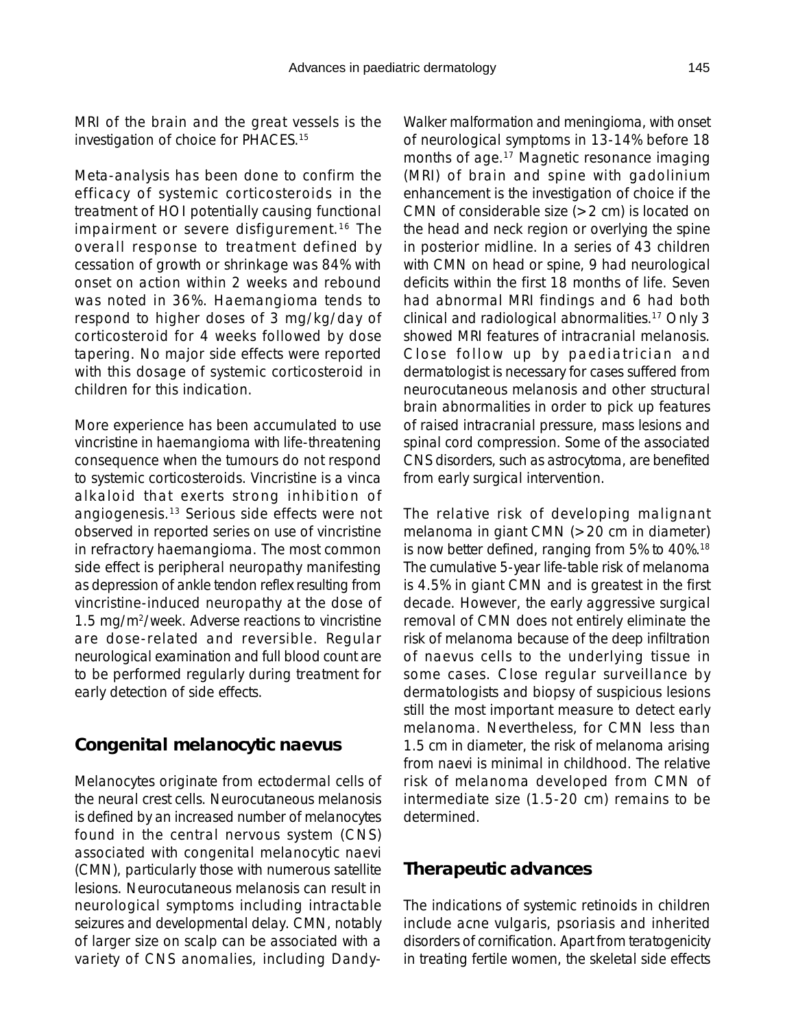MRI of the brain and the great vessels is the investigation of choice for PHACES.[15]

Meta-analysis has been done to confirm the efficacy of systemic corticosteroids in the treatment of HOI potentially causing functional impairment or severe disfigurement.[16] The overall response to treatment defined by cessation of growth or shrinkage was 84% with onset on action within 2 weeks and rebound was noted in 36%. Haemangioma tends to respond to higher doses of 3 mg/kg/day of corticosteroid for 4 weeks followed by dose tapering. No major side effects were reported with this dosage of systemic corticosteroid in children for this indication.

More experience has been accumulated to use vincristine in haemangioma with life-threatening consequence when the tumours do not respond to systemic corticosteroids. Vincristine is a vinca alkaloid that exerts strong inhibition of angiogenesis.[13] Serious side effects were not observed in reported series on use of vincristine in refractory haemangioma. The most common side effect is peripheral neuropathy manifesting as depression of ankle tendon reflex resulting from vincristine-induced neuropathy at the dose of 1.5 mg/m$^2$/week. Adverse reactions to vincristine are dose-related and reversible. Regular neurological examination and full blood count are to be performed regularly during treatment for early detection of side effects.

## Congenital melanocytic naevus

Melanocytes originate from ectodermal cells of the neural crest cells. Neurocutaneous melanosis is defined by an increased number of melanocytes found in the central nervous system (CNS) associated with congenital melanocytic naevi (CMN), particularly those with numerous satellite lesions. Neurocutaneous melanosis can result in neurological symptoms including intractable seizures and developmental delay. CMN, notably of larger size on scalp can be associated with a variety of CNS anomalies, including Dandy-Walker malformation and meningioma, with onset of neurological symptoms in 13-14% before 18 months of age.[17] Magnetic resonance imaging (MRI) of brain and spine with gadolinium enhancement is the investigation of choice if the CMN of considerable size (>2 cm) is located on the head and neck region or overlying the spine in posterior midline. In a series of 43 children with CMN on head or spine, 9 had neurological deficits within the first 18 months of life. Seven had abnormal MRI findings and 6 had both clinical and radiological abnormalities.[17] Only 3 showed MRI features of intracranial melanosis. Close follow up by paediatrician and dermatologist is necessary for cases suffered from neurocutaneous melanosis and other structural brain abnormalities in order to pick up features of raised intracranial pressure, mass lesions and spinal cord compression. Some of the associated CNS disorders, such as astrocytoma, are benefited from early surgical intervention.

The relative risk of developing malignant melanoma in giant CMN (>20 cm in diameter) is now better defined, ranging from 5% to 40%.[18] The cumulative 5-year life-table risk of melanoma is 4.5% in giant CMN and is greatest in the first decade. However, the early aggressive surgical removal of CMN does not entirely eliminate the risk of melanoma because of the deep infiltration of naevus cells to the underlying tissue in some cases. Close regular surveillance by dermatologists and biopsy of suspicious lesions still the most important measure to detect early melanoma. Nevertheless, for CMN less than 1.5 cm in diameter, the risk of melanoma arising from naevi is minimal in childhood. The relative risk of melanoma developed from CMN of intermediate size (1.5-20 cm) remains to be determined.

## Therapeutic advances

The indications of systemic retinoids in children include acne vulgaris, psoriasis and inherited disorders of cornification. Apart from teratogenicity in treating fertile women, the skeletal side effects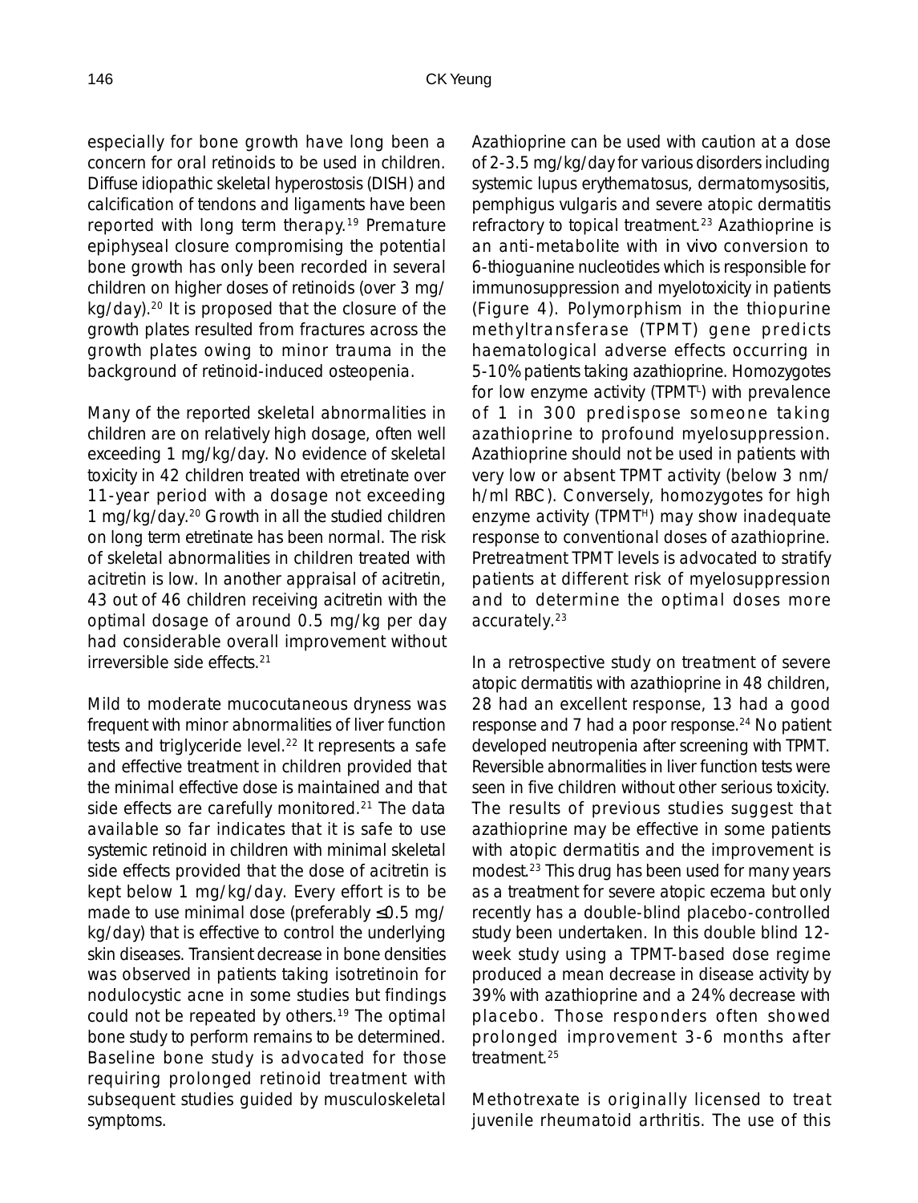especially for bone growth have long been a concern for oral retinoids to be used in children. Diffuse idiopathic skeletal hyperostosis (DISH) and calcification of tendons and ligaments have been reported with long term therapy.[19] Premature epiphyseal closure compromising the potential bone growth has only been recorded in several children on higher doses of retinoids (over 3 mg/kg/day).[20] It is proposed that the closure of the growth plates resulted from fractures across the growth plates owing to minor trauma in the background of retinoid-induced osteopenia.

Many of the reported skeletal abnormalities in children are on relatively high dosage, often well exceeding 1 mg/kg/day. No evidence of skeletal toxicity in 42 children treated with etretinate over 11-year period with a dosage not exceeding 1 mg/kg/day.[20] Growth in all the studied children on long term etretinate has been normal. The risk of skeletal abnormalities in children treated with acitretin is low. In another appraisal of acitretin, 43 out of 46 children receiving acitretin with the optimal dosage of around 0.5 mg/kg per day had considerable overall improvement without irreversible side effects.[21]

Mild to moderate mucocutaneous dryness was frequent with minor abnormalities of liver function tests and triglyceride level.[22] It represents a safe and effective treatment in children provided that the minimal effective dose is maintained and that side effects are carefully monitored.[21] The data available so far indicates that it is safe to use systemic retinoid in children with minimal skeletal side effects provided that the dose of acitretin is kept below 1 mg/kg/day. Every effort is to be made to use minimal dose (preferably ≤0.5 mg/kg/day) that is effective to control the underlying skin diseases. Transient decrease in bone densities was observed in patients taking isotretinoin for nodulocystic acne in some studies but findings could not be repeated by others.[19] The optimal bone study to perform remains to be determined. Baseline bone study is advocated for those requiring prolonged retinoid treatment with subsequent studies guided by musculoskeletal symptoms.

Azathioprine can be used with caution at a dose of 2-3.5 mg/kg/day for various disorders including systemic lupus erythematosus, dermatomysositis, pemphigus vulgaris and severe atopic dermatitis refractory to topical treatment.[23] Azathioprine is an anti-metabolite with *in vivo* conversion to 6-thioguanine nucleotides which is responsible for immunosuppression and myelotoxicity in patients (Figure 4). Polymorphism in the thiopurine methyltransferase (TPMT) gene predicts haematological adverse effects occurring in 5-10% patients taking azathioprine. Homozygotes for low enzyme activity ($TPMT^L$) with prevalence of 1 in 300 predispose someone taking azathioprine to profound myelosuppression. Azathioprine should not be used in patients with very low or absent TPMT activity (below 3 nm/h/ml RBC). Conversely, homozygotes for high enzyme activity ($TPMT^H$) may show inadequate response to conventional doses of azathioprine. Pretreatment TPMT levels is advocated to stratify patients at different risk of myelosuppression and to determine the optimal doses more accurately.[23]

In a retrospective study on treatment of severe atopic dermatitis with azathioprine in 48 children, 28 had an excellent response, 13 had a good response and 7 had a poor response.[24] No patient developed neutropenia after screening with TPMT. Reversible abnormalities in liver function tests were seen in five children without other serious toxicity. The results of previous studies suggest that azathioprine may be effective in some patients with atopic dermatitis and the improvement is modest.[23] This drug has been used for many years as a treatment for severe atopic eczema but only recently has a double-blind placebo-controlled study been undertaken. In this double blind 12-week study using a TPMT-based dose regime produced a mean decrease in disease activity by 39% with azathioprine and a 24% decrease with placebo. Those responders often showed prolonged improvement 3-6 months after treatment.[25]

Methotrexate is originally licensed to treat juvenile rheumatoid arthritis. The use of this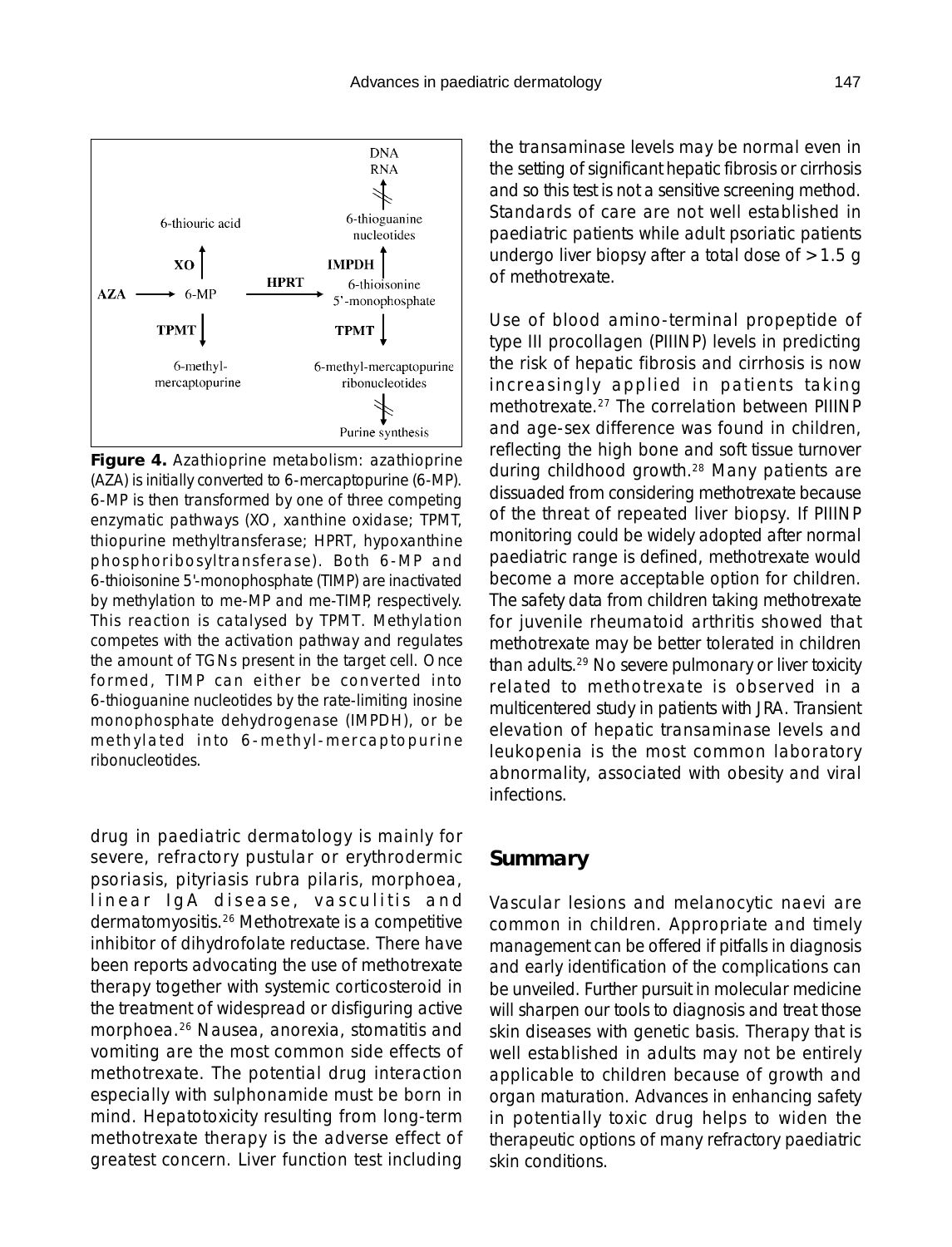**Figure 4.** Azathioprine metabolism: azathioprine (AZA) is initially converted to 6-mercaptopurine (6-MP). 6-MP is then transformed by one of three competing enzymatic pathways (XO, xanthine oxidase; TPMT, thiopurine methyltransferase; HPRT, hypoxanthine phosphoribosyltransferase). Both 6-MP and 6-thioisonine 5'-monophosphate (TIMP) are inactivated by methylation to me-MP and me-TIMP, respectively. This reaction is catalysed by TPMT. Methylation competes with the activation pathway and regulates the amount of TGNs present in the target cell. Once formed, TIMP can either be converted into 6-thioguanine nucleotides by the rate-limiting inosine monophosphate dehydrogenase (IMPDH), or be methylated into 6-methyl-mercaptopurine ribonucleotides.

drug in paediatric dermatology is mainly for severe, refractory pustular or erythrodermic psoriasis, pityriasis rubra pilaris, morphoea, linear IgA disease, vasculitis and dermatomyositis.[26] Methotrexate is a competitive inhibitor of dihydrofolate reductase. There have been reports advocating the use of methotrexate therapy together with systemic corticosteroid in the treatment of widespread or disfiguring active morphoea.[26] Nausea, anorexia, stomatitis and vomiting are the most common side effects of methotrexate. The potential drug interaction especially with sulphonamide must be born in mind. Hepatotoxicity resulting from long-term methotrexate therapy is the adverse effect of greatest concern. Liver function test including the transaminase levels may be normal even in the setting of significant hepatic fibrosis or cirrhosis and so this test is not a sensitive screening method. Standards of care are not well established in paediatric patients while adult psoriatic patients undergo liver biopsy after a total dose of >1.5 g of methotrexate.

Use of blood amino-terminal propeptide of type III procollagen (PIIINP) levels in predicting the risk of hepatic fibrosis and cirrhosis is now increasingly applied in patients taking methotrexate.[27] The correlation between PIIINP and age-sex difference was found in children, reflecting the high bone and soft tissue turnover during childhood growth.[28] Many patients are dissuaded from considering methotrexate because of the threat of repeated liver biopsy. If PIIINP monitoring could be widely adopted after normal paediatric range is defined, methotrexate would become a more acceptable option for children. The safety data from children taking methotrexate for juvenile rheumatoid arthritis showed that methotrexate may be better tolerated in children than adults.[29] No severe pulmonary or liver toxicity related to methotrexate is observed in a multicentered study in patients with JRA. Transient elevation of hepatic transaminase levels and leukopenia is the most common laboratory abnormality, associated with obesity and viral infections.

## Summary

Vascular lesions and melanocytic naevi are common in children. Appropriate and timely management can be offered if pitfalls in diagnosis and early identification of the complications can be unveiled. Further pursuit in molecular medicine will sharpen our tools to diagnosis and treat those skin diseases with genetic basis. Therapy that is well established in adults may not be entirely applicable to children because of growth and organ maturation. Advances in enhancing safety in potentially toxic drug helps to widen the therapeutic options of many refractory paediatric skin conditions.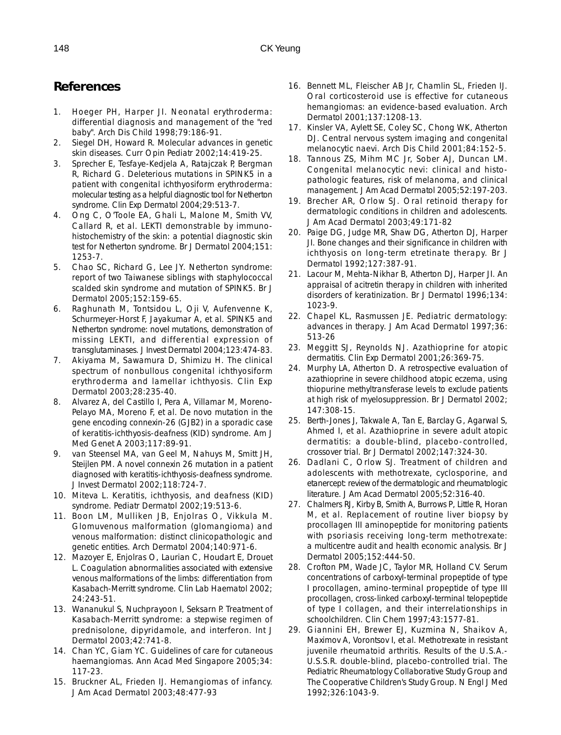## References

1. Hoeger PH, Harper JI. Neonatal erythroderma: differential diagnosis and management of the "red baby". Arch Dis Child 1998;79:186-91.
2. Siegel DH, Howard R. Molecular advances in genetic skin diseases. Curr Opin Pediatr 2002;14:419-25.
3. Sprecher E, Tesfaye-Kedjela A, Ratajczak P, Bergman R, Richard G. Deleterious mutations in SPINK5 in a patient with congenital ichthyosiform erythroderma: molecular testing as a helpful diagnostic tool for Netherton syndrome. Clin Exp Dermatol 2004;29:513-7.
4. Ong C, O'Toole EA, Ghali L, Malone M, Smith VV, Callard R, et al. LEKTI demonstrable by immunohistochemistry of the skin: a potential diagnostic skin test for Netherton syndrome. Br J Dermatol 2004;151: 1253-7.
5. Chao SC, Richard G, Lee JY. Netherton syndrome: report of two Taiwanese siblings with staphylococcal scalded skin syndrome and mutation of SPINK5. Br J Dermatol 2005;152:159-65.
6. Raghunath M, Tontsidou L, Oji V, Aufenvenne K, Schurmeyer-Horst F, Jayakumar A, et al. SPINK5 and Netherton syndrome: novel mutations, demonstration of missing LEKTI, and differential expression of transglutaminases. J Invest Dermatol 2004;123:474-83.
7. Akiyama M, Sawamura D, Shimizu H. The clinical spectrum of nonbullous congenital ichthyosiform erythroderma and lamellar ichthyosis. Clin Exp Dermatol 2003;28:235-40.
8. Alvarez A, del Castillo I, Pera A, Villamar M, Moreno-Pelayo MA, Moreno F, et al. De novo mutation in the gene encoding connexin-26 (GJB2) in a sporadic case of keratitis-ichthyosis-deafness (KID) syndrome. Am J Med Genet A 2003;117:89-91.
9. van Steensel MA, van Geel M, Nahuys M, Smitt JH, Steijlen PM. A novel connexin 26 mutation in a patient diagnosed with keratitis-ichthyosis-deafness syndrome. J Invest Dermatol 2002;118:724-7.
10. Miteva L. Keratitis, ichthyosis, and deafness (KID) syndrome. Pediatr Dermatol 2002;19:513-6.
11. Boon LM, Mulliken JB, Enjolras O, Vikkula M. Glomuvenous malformation (glomangioma) and venous malformation: distinct clinicopathologic and genetic entities. Arch Dermatol 2004;140:971-6.
12. Mazoyer E, Enjolras O, Laurian C, Houdart E, Drouet L. Coagulation abnormalities associated with extensive venous malformations of the limbs: differentiation from Kasabach-Merritt syndrome. Clin Lab Haematol 2002; 24:243-51.
13. Wananukul S, Nuchprayoon I, Seksarn P. Treatment of Kasabach-Merritt syndrome: a stepwise regimen of prednisolone, dipyridamole, and interferon. Int J Dermatol 2003;42:741-8.
14. Chan YC, Giam YC. Guidelines of care for cutaneous haemangiomas. Ann Acad Med Singapore 2005;34: 117-23.
15. Bruckner AL, Frieden IJ. Hemangiomas of infancy. J Am Acad Dermatol 2003;48:477-93
16. Bennett ML, Fleischer AB Jr, Chamlin SL, Frieden IJ. Oral corticosteroid use is effective for cutaneous hemangiomas: an evidence-based evaluation. Arch Dermatol 2001;137:1208-13.
17. Kinsler VA, Aylett SE, Coley SC, Chong WK, Atherton DJ. Central nervous system imaging and congenital melanocytic naevi. Arch Dis Child 2001;84:152-5.
18. Tannous ZS, Mihm MC Jr, Sober AJ, Duncan LM. Congenital melanocytic nevi: clinical and histopathologic features, risk of melanoma, and clinical management. J Am Acad Dermatol 2005;52:197-203.
19. Brecher AR, Orlow SJ. Oral retinoid therapy for dermatologic conditions in children and adolescents. J Am Acad Dermatol 2003;49:171-82
20. Paige DG, Judge MR, Shaw DG, Atherton DJ, Harper JI. Bone changes and their significance in children with ichthyosis on long-term etretinate therapy. Br J Dermatol 1992;127:387-91.
21. Lacour M, Mehta-Nikhar B, Atherton DJ, Harper JI. An appraisal of acitretin therapy in children with inherited disorders of keratinization. Br J Dermatol 1996;134: 1023-9.
22. Chapel KL, Rasmussen JE. Pediatric dermatology: advances in therapy. J Am Acad Dermatol 1997;36: 513-26
23. Meggitt SJ, Reynolds NJ. Azathioprine for atopic dermatitis. Clin Exp Dermatol 2001;26:369-75.
24. Murphy LA, Atherton D. A retrospective evaluation of azathioprine in severe childhood atopic eczema, using thiopurine methyltransferase levels to exclude patients at high risk of myelosuppression. Br J Dermatol 2002; 147:308-15.
25. Berth-Jones J, Takwale A, Tan E, Barclay G, Agarwal S, Ahmed I, et al. Azathioprine in severe adult atopic dermatitis: a double-blind, placebo-controlled, crossover trial. Br J Dermatol 2002;147:324-30.
26. Dadlani C, Orlow SJ. Treatment of children and adolescents with methotrexate, cyclosporine, and etanercept: review of the dermatologic and rheumatologic literature. J Am Acad Dermatol 2005;52:316-40.
27. Chalmers RJ, Kirby B, Smith A, Burrows P, Little R, Horan M, et al. Replacement of routine liver biopsy by procollagen III aminopeptide for monitoring patients with psoriasis receiving long-term methotrexate: a multicentre audit and health economic analysis. Br J Dermatol 2005;152:444-50.
28. Crofton PM, Wade JC, Taylor MR, Holland CV. Serum concentrations of carboxyl-terminal propeptide of type I procollagen, amino-terminal propeptide of type III procollagen, cross-linked carboxyl-terminal telopeptide of type I collagen, and their interrelationships in schoolchildren. Clin Chem 1997;43:1577-81.
29. Giannini EH, Brewer EJ, Kuzmina N, Shaikov A, Maximov A, Vorontsov I, et al. Methotrexate in resistant juvenile rheumatoid arthritis. Results of the U.S.A.-U.S.S.R. double-blind, placebo-controlled trial. The Pediatric Rheumatology Collaborative Study Group and The Cooperative Children's Study Group. N Engl J Med 1992;326:1043-9.